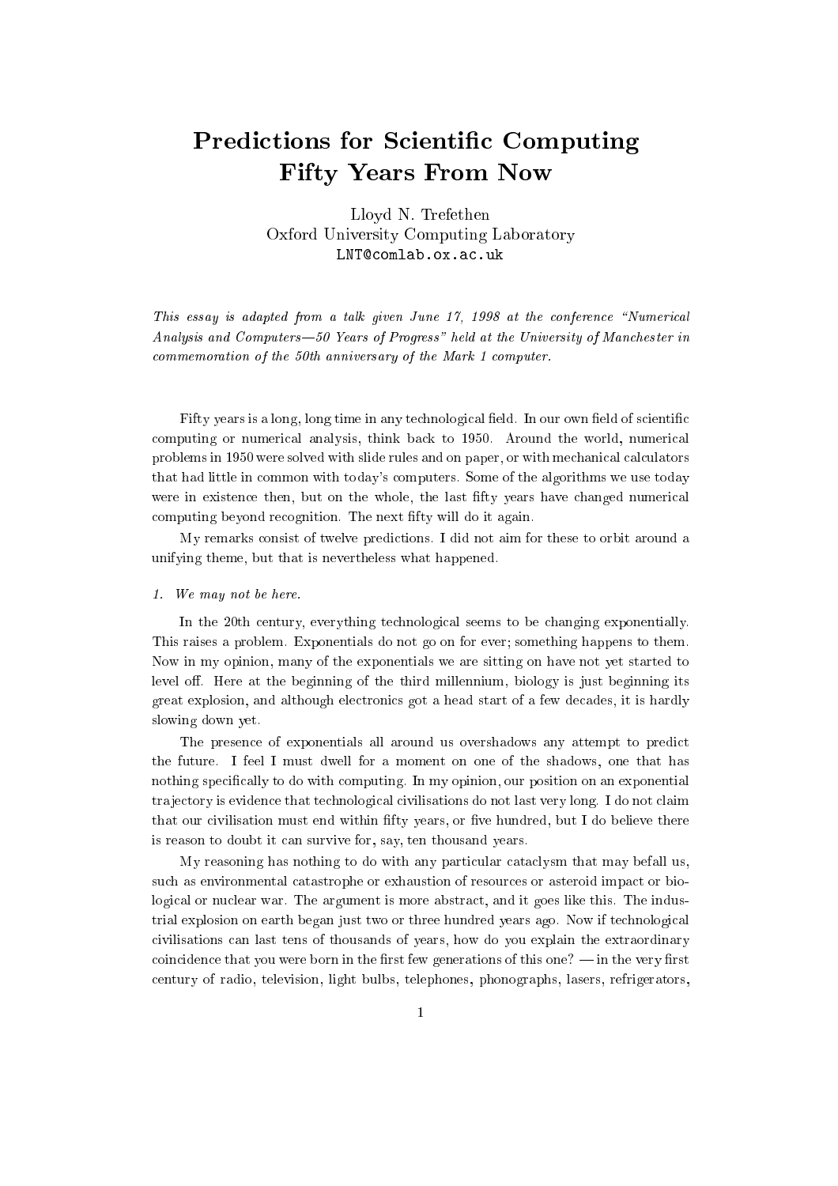# Predictions for Scientific Computing Fifty Years From Now

Lloyd N. Trefethen
Oxford University Computing Laboratory
LNT@comlab.ox.ac.uk

*This essay is adapted from a talk given June 17, 1998 at the conference "Numerical Analysis and Computers—50 Years of Progress" held at the University of Manchester in commemoration of the 50th anniversary of the Mark 1 computer.*

Fifty years is a long, long time in any technological field. In our own field of scientific computing or numerical analysis, think back to 1950. Around the world, numerical problems in 1950 were solved with slide rules and on paper, or with mechanical calculators that had little in common with today's computers. Some of the algorithms we use today were in existence then, but on the whole, the last fifty years have changed numerical computing beyond recognition. The next fifty will do it again.

My remarks consist of twelve predictions. I did not aim for these to orbit around a unifying theme, but that is nevertheless what happened.

*1. We may not be here.*

In the 20th century, everything technological seems to be changing exponentially. This raises a problem. Exponentials do not go on for ever; something happens to them. Now in my opinion, many of the exponentials we are sitting on have not yet started to level off. Here at the beginning of the third millennium, biology is just beginning its great explosion, and although electronics got a head start of a few decades, it is hardly slowing down yet.

The presence of exponentials all around us overshadows any attempt to predict the future. I feel I must dwell for a moment on one of the shadows, one that has nothing specifically to do with computing. In my opinion, our position on an exponential trajectory is evidence that technological civilisations do not last very long. I do not claim that our civilisation must end within fifty years, or five hundred, but I do believe there is reason to doubt it can survive for, say, ten thousand years.

My reasoning has nothing to do with any particular cataclysm that may befall us, such as environmental catastrophe or exhaustion of resources or asteroid impact or biological or nuclear war. The argument is more abstract, and it goes like this. The industrial explosion on earth began just two or three hundred years ago. Now if technological civilisations can last tens of thousands of years, how do you explain the extraordinary coincidence that you were born in the first few generations of this one? — in the very first century of radio, television, light bulbs, telephones, phonographs, lasers, refrigerators,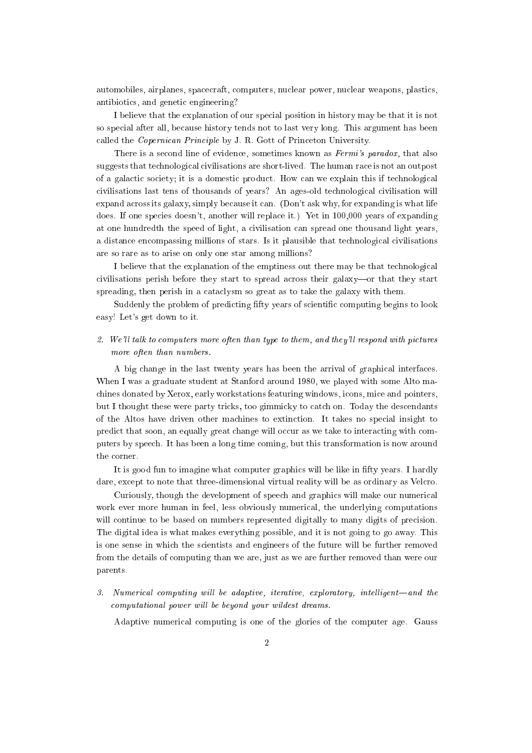automobiles, airplanes, spacecraft, computers, nuclear power, nuclear weapons, plastics, antibiotics, and genetic engineering?

I believe that the explanation of our special position in history may be that it is not so special after all, because history tends not to last very long. This argument has been called the *Copernican Principle* by J. R. Gott of Princeton University.

There is a second line of evidence, sometimes known as *Fermi's paradox,* that also suggests that technological civilisations are short-lived. The human race is not an outpost of a galactic society; it is a domestic product. How can we explain this if technological civilisations last tens of thousands of years? An ages-old technological civilisation will expand across its galaxy, simply because it can. (Don't ask why, for expanding is what life does. If one species doesn't, another will replace it.) Yet in 100,000 years of expanding at one hundredth the speed of light, a civilisation can spread one thousand light years, a distance encompassing millions of stars. Is it plausible that technological civilisations are so rare as to arise on only one star among millions?

I believe that the explanation of the emptiness out there may be that technological civilisations perish before they start to spread across their galaxy—or that they start spreading, then perish in a cataclysm so great as to take the galaxy with them.

Suddenly the problem of predicting fifty years of scientific computing begins to look easy! Let's get down to it.

2. *We'll talk to computers more often than type to them, and they'll respond with pictures more often than numbers.*

A big change in the last twenty years has been the arrival of graphical interfaces. When I was a graduate student at Stanford around 1980, we played with some Alto machines donated by Xerox, early workstations featuring windows, icons, mice and pointers, but I thought these were party tricks, too gimmicky to catch on. Today the descendants of the Altos have driven other machines to extinction. It takes no special insight to predict that soon, an equally great change will occur as we take to interacting with computers by speech. It has been a long time coming, but this transformation is now around the corner.

It is good fun to imagine what computer graphics will be like in fifty years. I hardly dare, except to note that three-dimensional virtual reality will be as ordinary as Velcro.

Curiously, though the development of speech and graphics will make our numerical work ever more human in feel, less obviously numerical, the underlying computations will continue to be based on numbers represented digitally to many digits of precision. The digital idea is what makes everything possible, and it is not going to go away. This is one sense in which the scientists and engineers of the future will be further removed from the details of computing than we are, just as we are further removed than were our parents.

3. *Numerical computing will be adaptive, iterative, exploratory, intelligent—and the computational power will be beyond your wildest dreams.*

Adaptive numerical computing is one of the glories of the computer age. Gauss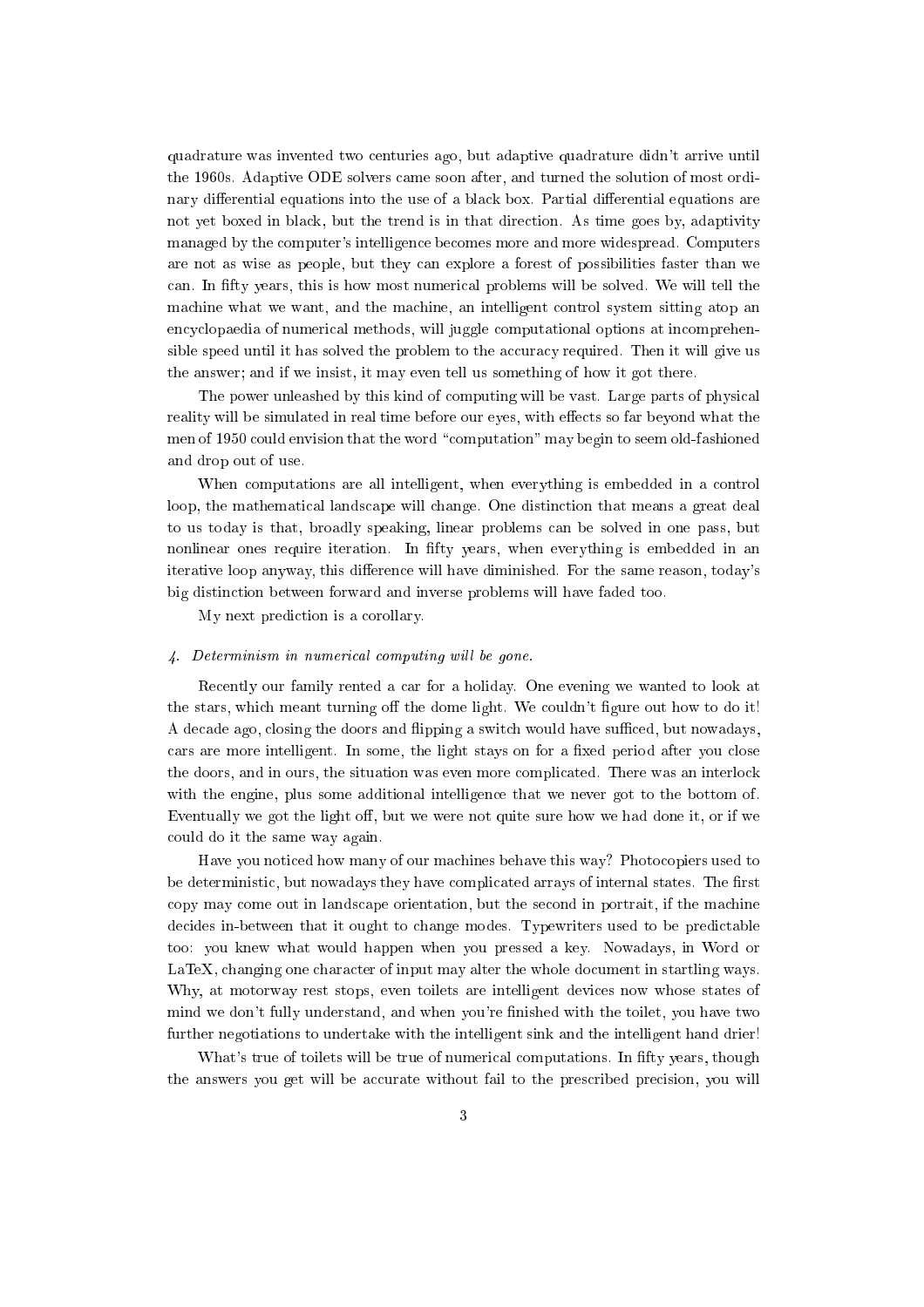quadrature was invented two centuries ago, but adaptive quadrature didn't arrive until the 1960s. Adaptive ODE solvers came soon after, and turned the solution of most ordinary differential equations into the use of a black box. Partial differential equations are not yet boxed in black, but the trend is in that direction. As time goes by, adaptivity managed by the computer's intelligence becomes more and more widespread. Computers are not as wise as people, but they can explore a forest of possibilities faster than we can. In fifty years, this is how most numerical problems will be solved. We will tell the machine what we want, and the machine, an intelligent control system sitting atop an encyclopaedia of numerical methods, will juggle computational options at incomprehensible speed until it has solved the problem to the accuracy required. Then it will give us the answer; and if we insist, it may even tell us something of how it got there.

The power unleashed by this kind of computing will be vast. Large parts of physical reality will be simulated in real time before our eyes, with effects so far beyond what the men of 1950 could envision that the word "computation" may begin to seem old-fashioned and drop out of use.

When computations are all intelligent, when everything is embedded in a control loop, the mathematical landscape will change. One distinction that means a great deal to us today is that, broadly speaking, linear problems can be solved in one pass, but nonlinear ones require iteration. In fifty years, when everything is embedded in an iterative loop anyway, this difference will have diminished. For the same reason, today's big distinction between forward and inverse problems will have faded too.

My next prediction is a corollary.

*4. Determinism in numerical computing will be gone.*

Recently our family rented a car for a holiday. One evening we wanted to look at the stars, which meant turning off the dome light. We couldn't figure out how to do it! A decade ago, closing the doors and flipping a switch would have sufficed, but nowadays, cars are more intelligent. In some, the light stays on for a fixed period after you close the doors, and in ours, the situation was even more complicated. There was an interlock with the engine, plus some additional intelligence that we never got to the bottom of. Eventually we got the light off, but we were not quite sure how we had done it, or if we could do it the same way again.

Have you noticed how many of our machines behave this way? Photocopiers used to be deterministic, but nowadays they have complicated arrays of internal states. The first copy may come out in landscape orientation, but the second in portrait, if the machine decides in-between that it ought to change modes. Typewriters used to be predictable too: you knew what would happen when you pressed a key. Nowadays, in Word or LaTeX, changing one character of input may alter the whole document in startling ways. Why, at motorway rest stops, even toilets are intelligent devices now whose states of mind we don't fully understand, and when you're finished with the toilet, you have two further negotiations to undertake with the intelligent sink and the intelligent hand drier!

What's true of toilets will be true of numerical computations. In fifty years, though the answers you get will be accurate without fail to the prescribed precision, you will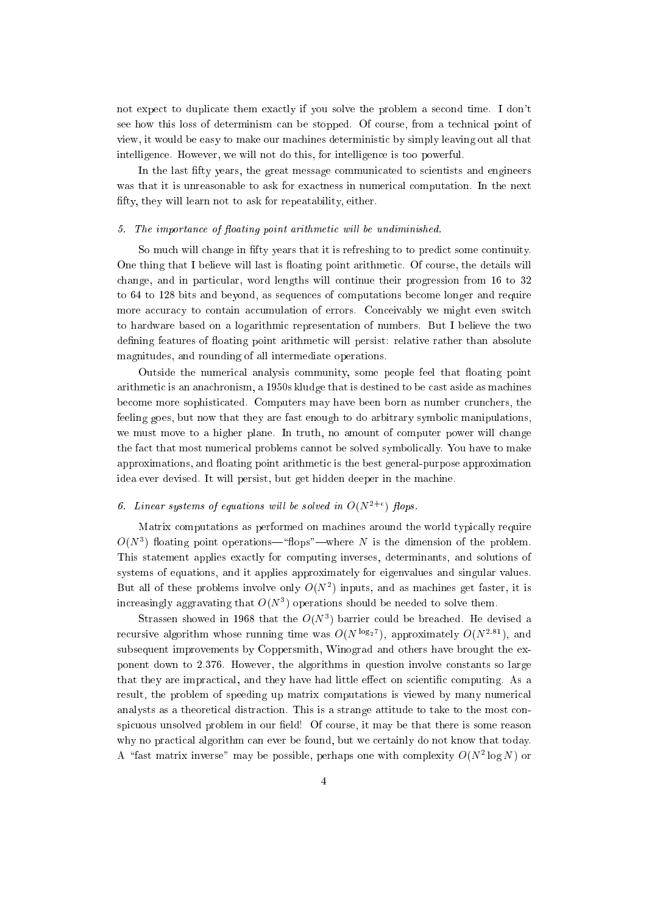not expect to duplicate them exactly if you solve the problem a second time. I don't see how this loss of determinism can be stopped. Of course, from a technical point of view, it would be easy to make our machines deterministic by simply leaving out all that intelligence. However, we will not do this, for intelligence is too powerful.

In the last fifty years, the great message communicated to scientists and engineers was that it is unreasonable to ask for exactness in numerical computation. In the next fifty, they will learn not to ask for repeatability, either.

*5. The importance of floating point arithmetic will be undiminished.*

So much will change in fifty years that it is refreshing to to predict some continuity. One thing that I believe will last is floating point arithmetic. Of course, the details will change, and in particular, word lengths will continue their progression from 16 to 32 to 64 to 128 bits and beyond, as sequences of computations become longer and require more accuracy to contain accumulation of errors. Conceivably we might even switch to hardware based on a logarithmic representation of numbers. But I believe the two defining features of floating point arithmetic will persist: relative rather than absolute magnitudes, and rounding of all intermediate operations.

Outside the numerical analysis community, some people feel that floating point arithmetic is an anachronism, a 1950s kludge that is destined to be cast aside as machines become more sophisticated. Computers may have been born as number crunchers, the feeling goes, but now that they are fast enough to do arbitrary symbolic manipulations, we must move to a higher plane. In truth, no amount of computer power will change the fact that most numerical problems cannot be solved symbolically. You have to make approximations, and floating point arithmetic is the best general-purpose approximation idea ever devised. It will persist, but get hidden deeper in the machine.

*6. Linear systems of equations will be solved in $O(N^{2+\epsilon})$ flops.*

Matrix computations as performed on machines around the world typically require $O(N^3)$ floating point operations—"flops"—where $N$ is the dimension of the problem. This statement applies exactly for computing inverses, determinants, and solutions of systems of equations, and it applies approximately for eigenvalues and singular values. But all of these problems involve only $O(N^2)$ inputs, and as machines get faster, it is increasingly aggravating that $O(N^3)$ operations should be needed to solve them.

Strassen showed in 1968 that the $O(N^3)$ barrier could be breached. He devised a recursive algorithm whose running time was $O(N^{\log_2 7})$, approximately $O(N^{2.81})$, and subsequent improvements by Coppersmith, Winograd and others have brought the exponent down to 2.376. However, the algorithms in question involve constants so large that they are impractical, and they have had little effect on scientific computing. As a result, the problem of speeding up matrix computations is viewed by many numerical analysts as a theoretical distraction. This is a strange attitude to take to the most conspicuous unsolved problem in our field! Of course, it may be that there is some reason why no practical algorithm can ever be found, but we certainly do not know that today. A "fast matrix inverse" may be possible, perhaps one with complexity $O(N^2 \log N)$ or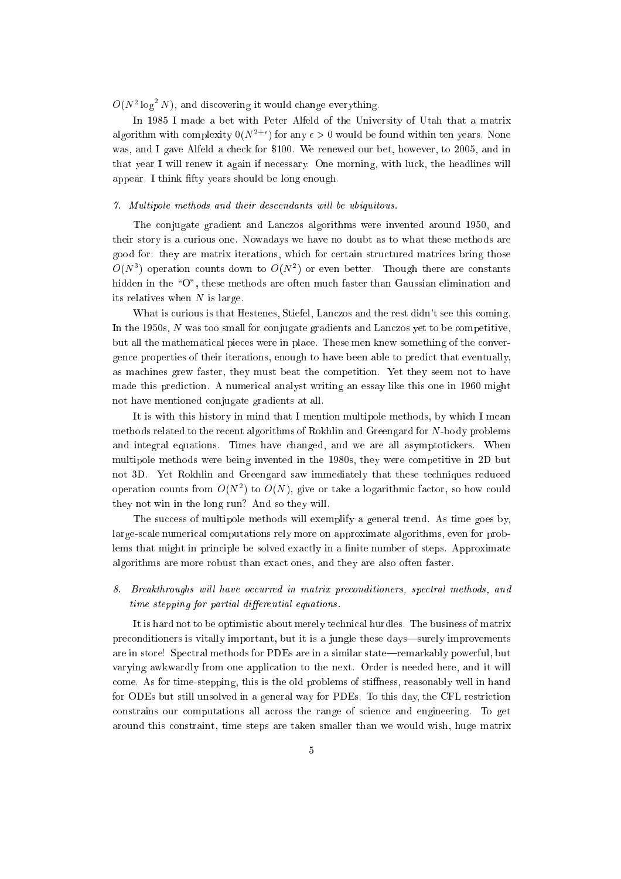$O(N^2 \log^2 N)$, and discovering it would change everything.

In 1985 I made a bet with Peter Alfeld of the University of Utah that a matrix algorithm with complexity $0(N^{2+\epsilon})$ for any $\epsilon > 0$ would be found within ten years. None was, and I gave Alfeld a check for \$100. We renewed our bet, however, to 2005, and in that year I will renew it again if necessary. One morning, with luck, the headlines will appear. I think fifty years should be long enough.

*7. Multipole methods and their descendants will be ubiquitous.*

The conjugate gradient and Lanczos algorithms were invented around 1950, and their story is a curious one. Nowadays we have no doubt as to what these methods are good for: they are matrix iterations, which for certain structured matrices bring those $O(N^3)$ operation counts down to $O(N^2)$ or even better. Though there are constants hidden in the "O", these methods are often much faster than Gaussian elimination and its relatives when $N$ is large.

What is curious is that Hestenes, Stiefel, Lanczos and the rest didn't see this coming. In the 1950s, $N$ was too small for conjugate gradients and Lanczos yet to be competitive, but all the mathematical pieces were in place. These men knew something of the convergence properties of their iterations, enough to have been able to predict that eventually, as machines grew faster, they must beat the competition. Yet they seem not to have made this prediction. A numerical analyst writing an essay like this one in 1960 might not have mentioned conjugate gradients at all.

It is with this history in mind that I mention multipole methods, by which I mean methods related to the recent algorithms of Rokhlin and Greengard for $N$-body problems and integral equations. Times have changed, and we are all asymptotickers. When multipole methods were being invented in the 1980s, they were competitive in 2D but not 3D. Yet Rokhlin and Greengard saw immediately that these techniques reduced operation counts from $O(N^2)$ to $O(N)$, give or take a logarithmic factor, so how could they not win in the long run? And so they will.

The success of multipole methods will exemplify a general trend. As time goes by, large-scale numerical computations rely more on approximate algorithms, even for problems that might in principle be solved exactly in a finite number of steps. Approximate algorithms are more robust than exact ones, and they are also often faster.

*8. Breakthroughs will have occurred in matrix preconditioners, spectral methods, and time stepping for partial differential equations.*

It is hard not to be optimistic about merely technical hurdles. The business of matrix preconditioners is vitally important, but it is a jungle these days—surely improvements are in store! Spectral methods for PDEs are in a similar state—remarkably powerful, but varying awkwardly from one application to the next. Order is needed here, and it will come. As for time-stepping, this is the old problems of stiffness, reasonably well in hand for ODEs but still unsolved in a general way for PDEs. To this day, the CFL restriction constrains our computations all across the range of science and engineering. To get around this constraint, time steps are taken smaller than we would wish, huge matrix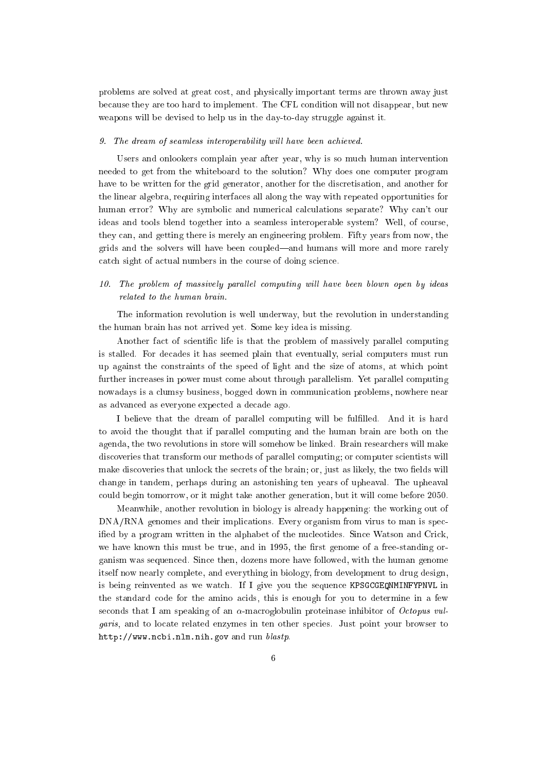problems are solved at great cost, and physically important terms are thrown away just because they are too hard to implement. The CFL condition will not disappear, but new weapons will be devised to help us in the day-to-day struggle against it.

*9. The dream of seamless interoperability will have been achieved.*

Users and onlookers complain year after year, why is so much human intervention needed to get from the whiteboard to the solution? Why does one computer program have to be written for the grid generator, another for the discretisation, and another for the linear algebra, requiring interfaces all along the way with repeated opportunities for human error? Why are symbolic and numerical calculations separate? Why can't our ideas and tools blend together into a seamless interoperable system? Well, of course, they can, and getting there is merely an engineering problem. Fifty years from now, the grids and the solvers will have been coupled—and humans will more and more rarely catch sight of actual numbers in the course of doing science.

*10. The problem of massively parallel computing will have been blown open by ideas related to the human brain.*

The information revolution is well underway, but the revolution in understanding the human brain has not arrived yet. Some key idea is missing.

Another fact of scientific life is that the problem of massively parallel computing is stalled. For decades it has seemed plain that eventually, serial computers must run up against the constraints of the speed of light and the size of atoms, at which point further increases in power must come about through parallelism. Yet parallel computing nowadays is a clumsy business, bogged down in communication problems, nowhere near as advanced as everyone expected a decade ago.

I believe that the dream of parallel computing will be fulfilled. And it is hard to avoid the thought that if parallel computing and the human brain are both on the agenda, the two revolutions in store will somehow be linked. Brain researchers will make discoveries that transform our methods of parallel computing; or computer scientists will make discoveries that unlock the secrets of the brain; or, just as likely, the two fields will change in tandem, perhaps during an astonishing ten years of upheaval. The upheaval could begin tomorrow, or it might take another generation, but it will come before 2050.

Meanwhile, another revolution in biology is already happening: the working out of DNA/RNA genomes and their implications. Every organism from virus to man is specified by a program written in the alphabet of the nucleotides. Since Watson and Crick, we have known this must be true, and in 1995, the first genome of a free-standing organism was sequenced. Since then, dozens more have followed, with the human genome itself now nearly complete, and everything in biology, from development to drug design, is being reinvented as we watch. If I give you the sequence `KPSGCGEQNMINFYPNVL` in the standard code for the amino acids, this is enough for you to determine in a few seconds that I am speaking of an $\alpha$-macroglobulin proteinase inhibitor of *Octopus vulgaris*, and to locate related enzymes in ten other species. Just point your browser to `http://www.ncbi.nlm.nih.gov` and run *blastp*.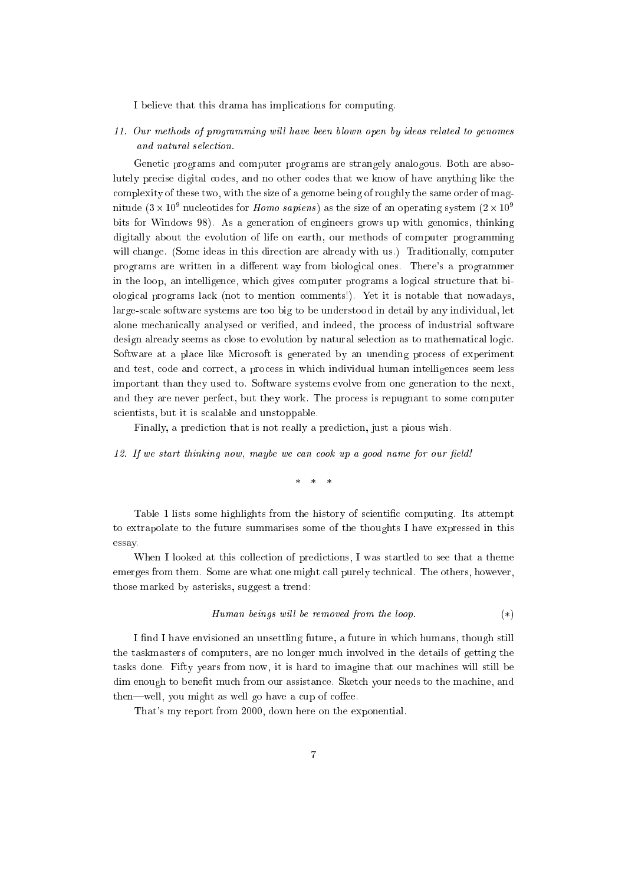I believe that this drama has implications for computing.

*11. Our methods of programming will have been blown open by ideas related to genomes and natural selection.*

Genetic programs and computer programs are strangely analogous. Both are absolutely precise digital codes, and no other codes that we know of have anything like the complexity of these two, with the size of a genome being of roughly the same order of magnitude ($3 \times 10^9$ nucleotides for *Homo sapiens*) as the size of an operating system ($2 \times 10^9$ bits for Windows 98). As a generation of engineers grows up with genomics, thinking digitally about the evolution of life on earth, our methods of computer programming will change. (Some ideas in this direction are already with us.) Traditionally, computer programs are written in a different way from biological ones. There's a programmer in the loop, an intelligence, which gives computer programs a logical structure that biological programs lack (not to mention comments!). Yet it is notable that nowadays, large-scale software systems are too big to be understood in detail by any individual, let alone mechanically analysed or verified, and indeed, the process of industrial software design already seems as close to evolution by natural selection as to mathematical logic. Software at a place like Microsoft is generated by an unending process of experiment and test, code and correct, a process in which individual human intelligences seem less important than they used to. Software systems evolve from one generation to the next, and they are never perfect, but they work. The process is repugnant to some computer scientists, but it is scalable and unstoppable.

Finally, a prediction that is not really a prediction, just a pious wish.

*12. If we start thinking now, maybe we can cook up a good name for our field!*

\* \* \*

Table 1 lists some highlights from the history of scientific computing. Its attempt to extrapolate to the future summarises some of the thoughts I have expressed in this essay.

When I looked at this collection of predictions, I was startled to see that a theme emerges from them. Some are what one might call purely technical. The others, however, those marked by asterisks, suggest a trend:

$$\textit{Human beings will be removed from the loop.} \qquad (*)$$

I find I have envisioned an unsettling future, a future in which humans, though still the taskmasters of computers, are no longer much involved in the details of getting the tasks done. Fifty years from now, it is hard to imagine that our machines will still be dim enough to benefit much from our assistance. Sketch your needs to the machine, and then—well, you might as well go have a cup of coffee.

That's my report from 2000, down here on the exponential.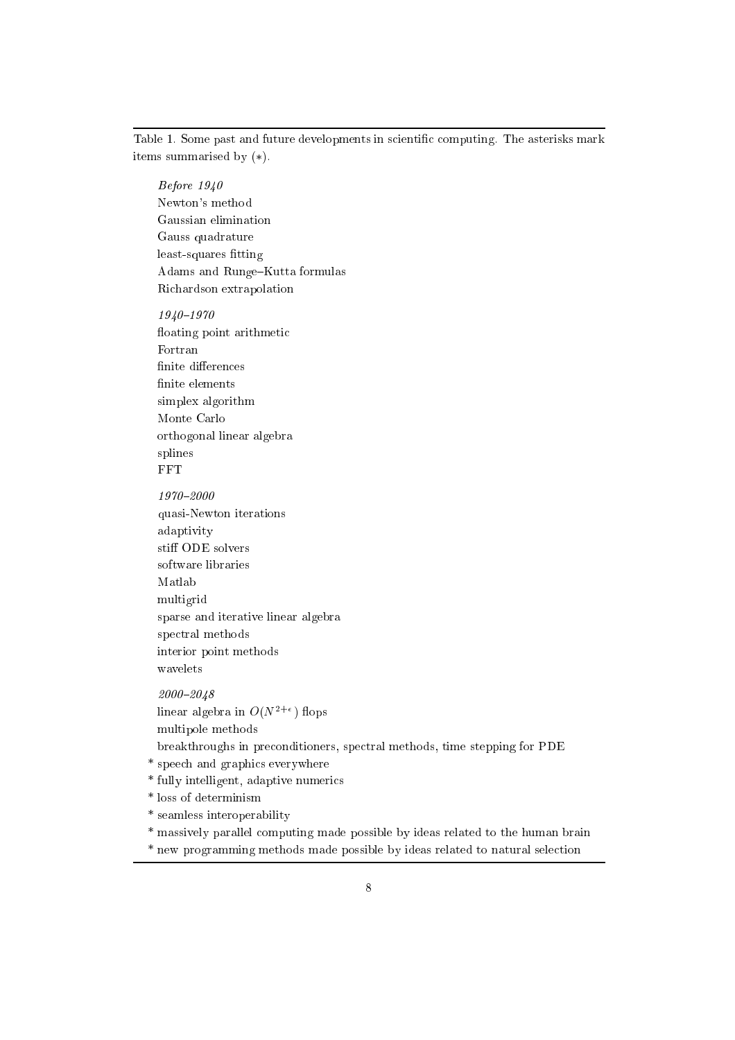Table 1. Some past and future developments in scientific computing. The asterisks mark items summarised by (*).

*Before 1940*

Newton's method
Gaussian elimination
Gauss quadrature
least-squares fitting
Adams and Runge–Kutta formulas
Richardson extrapolation

*1940–1970*

floating point arithmetic
Fortran
finite differences
finite elements
simplex algorithm
Monte Carlo
orthogonal linear algebra
splines
FFT

*1970–2000*

quasi-Newton iterations
adaptivity
stiff ODE solvers
software libraries
Matlab
multigrid
sparse and iterative linear algebra
spectral methods
interior point methods
wavelets

*2000–2048*

linear algebra in $O(N^{2+\epsilon})$ flops
multipole methods
breakthroughs in preconditioners, spectral methods, time stepping for PDE
\* speech and graphics everywhere
\* fully intelligent, adaptive numerics
\* loss of determinism
\* seamless interoperability
\* massively parallel computing made possible by ideas related to the human brain
\* new programming methods made possible by ideas related to natural selection